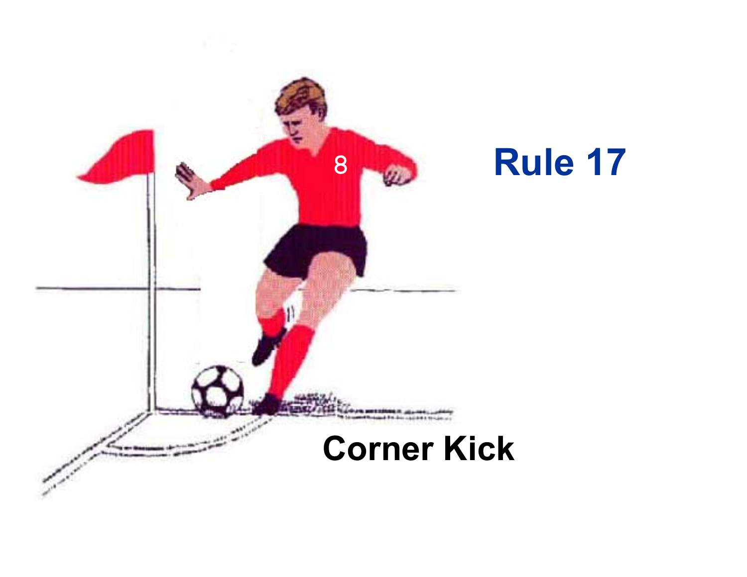# Rule 17

## Corner Kick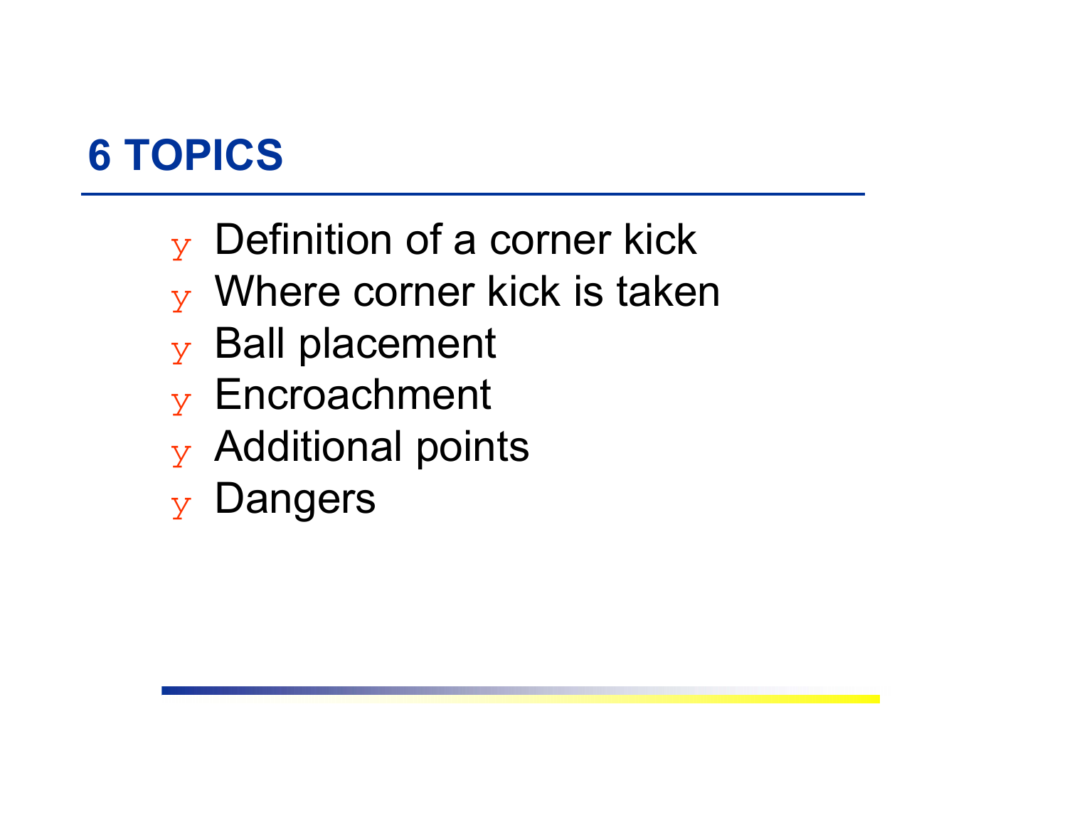## 6 TOPICS

- Definition of a corner kick
- Where corner kick is taken
- Ball placement
- Encroachment
- Additional points
- Dangers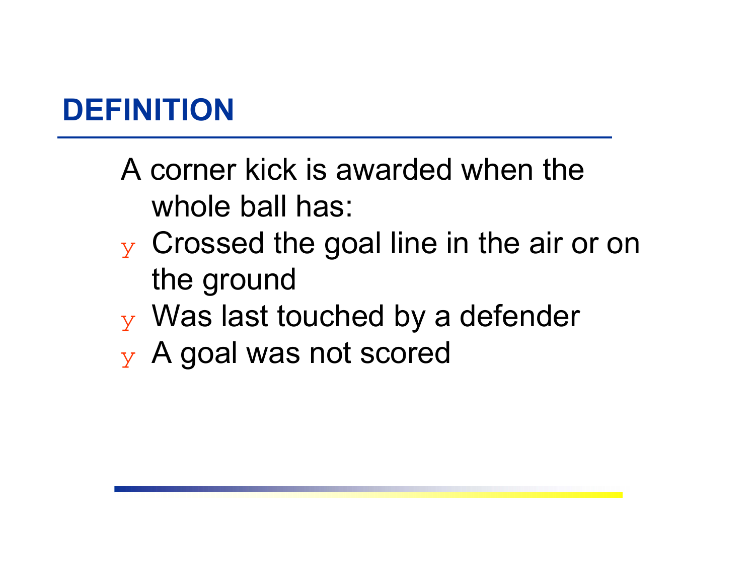# DEFINITION

A corner kick is awarded when the whole ball has:

- Crossed the goal line in the air or on the ground
- Was last touched by a defender
- A goal was not scored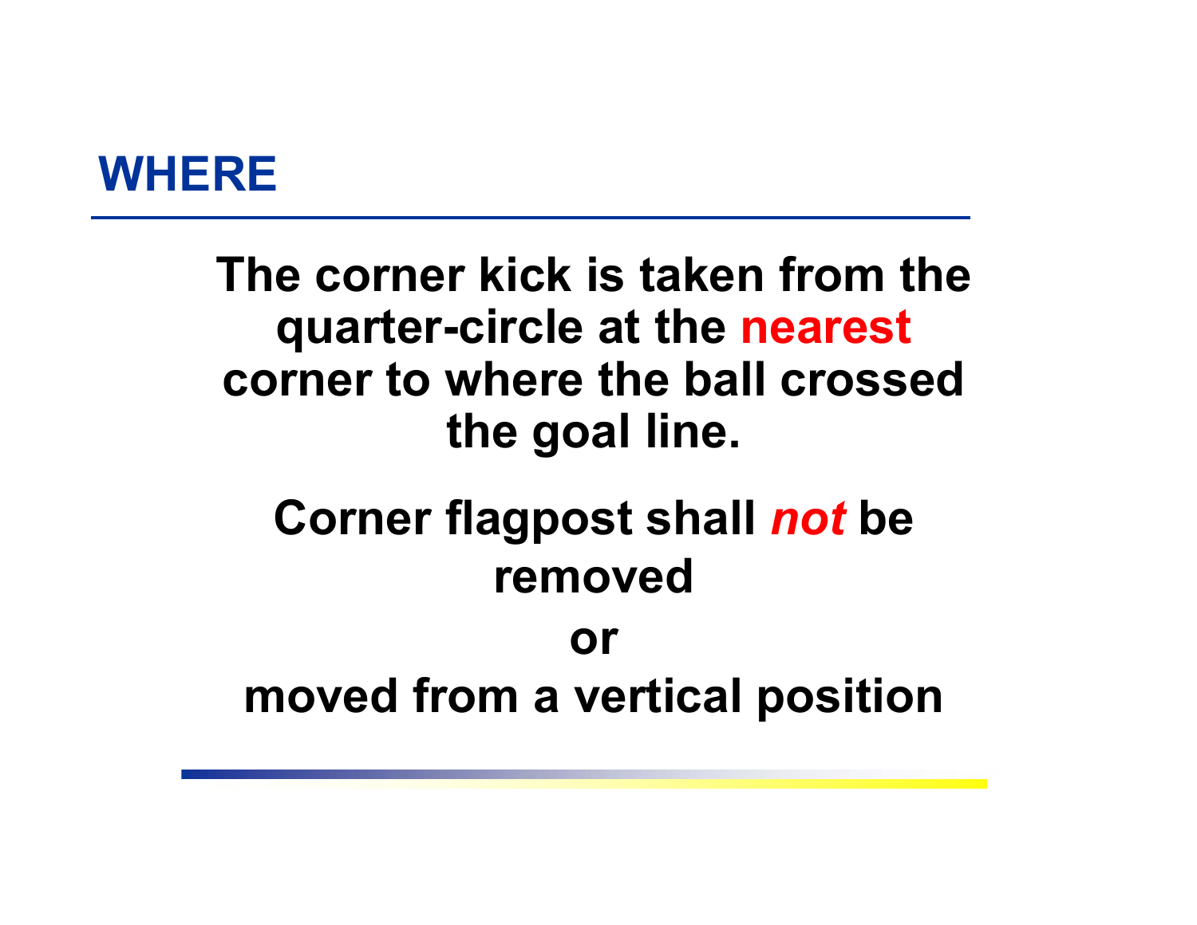## WHERE

**The corner kick is taken from the quarter-circle at the nearest corner to where the ball crossed the goal line.**

**Corner flagpost shall *not* be removed**

**or**

**moved from a vertical position**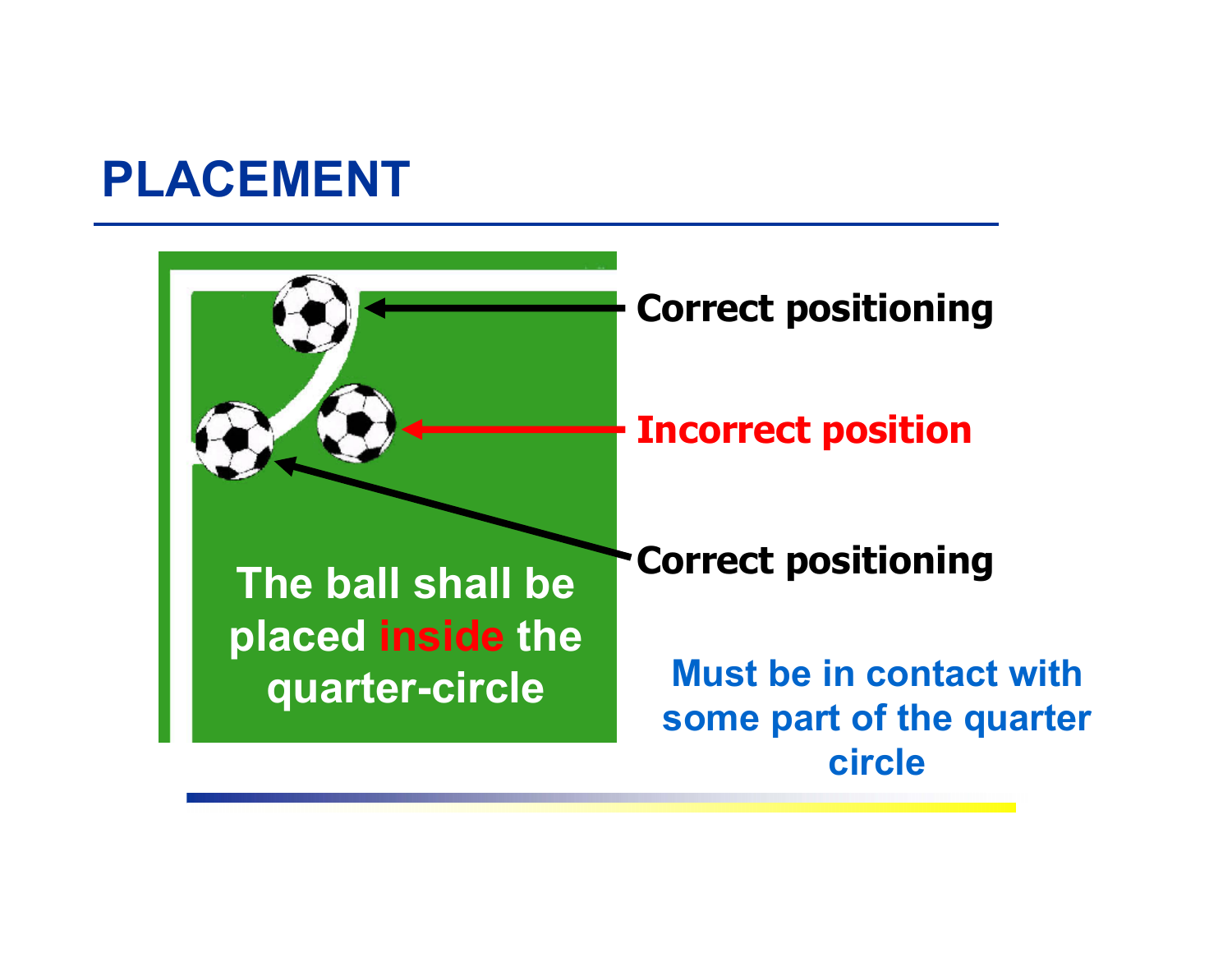# PLACEMENT

Correct positioning

Incorrect position

Correct positioning

The ball shall be placed inside the quarter-circle

Must be in contact with some part of the quarter circle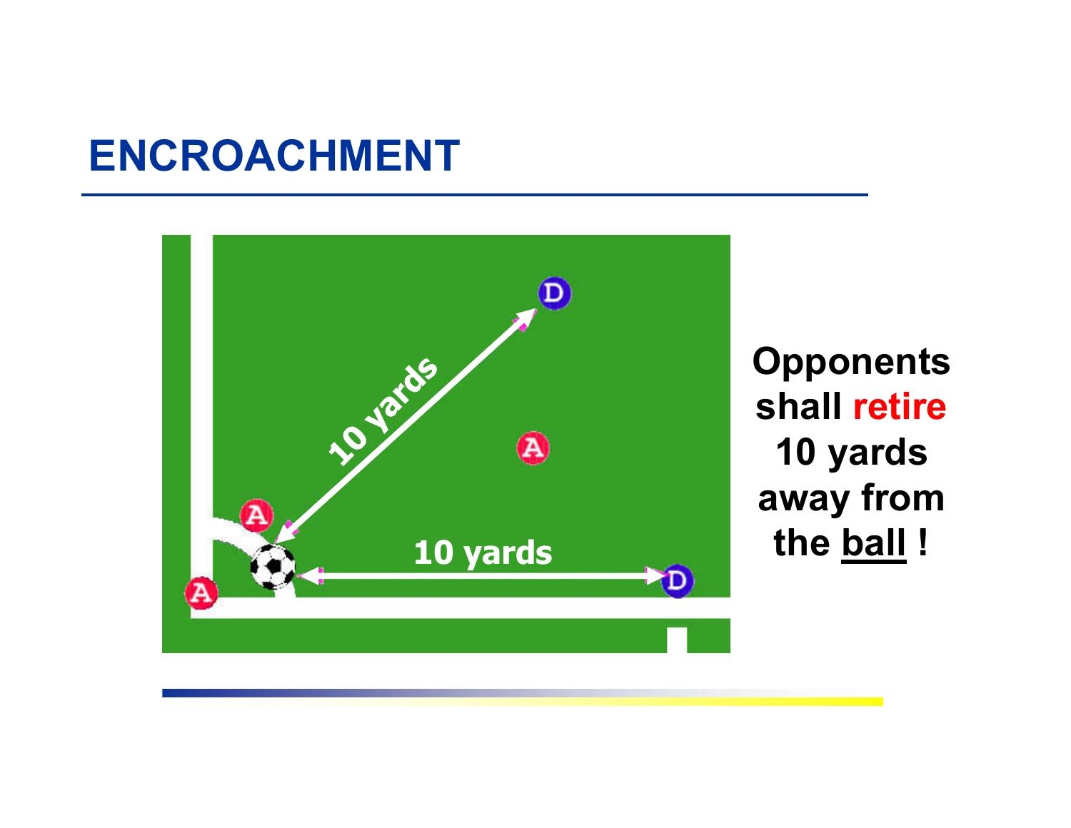# ENCROACHMENT

10 yards

10 yards

Opponents shall **retire** 10 yards away from the ball !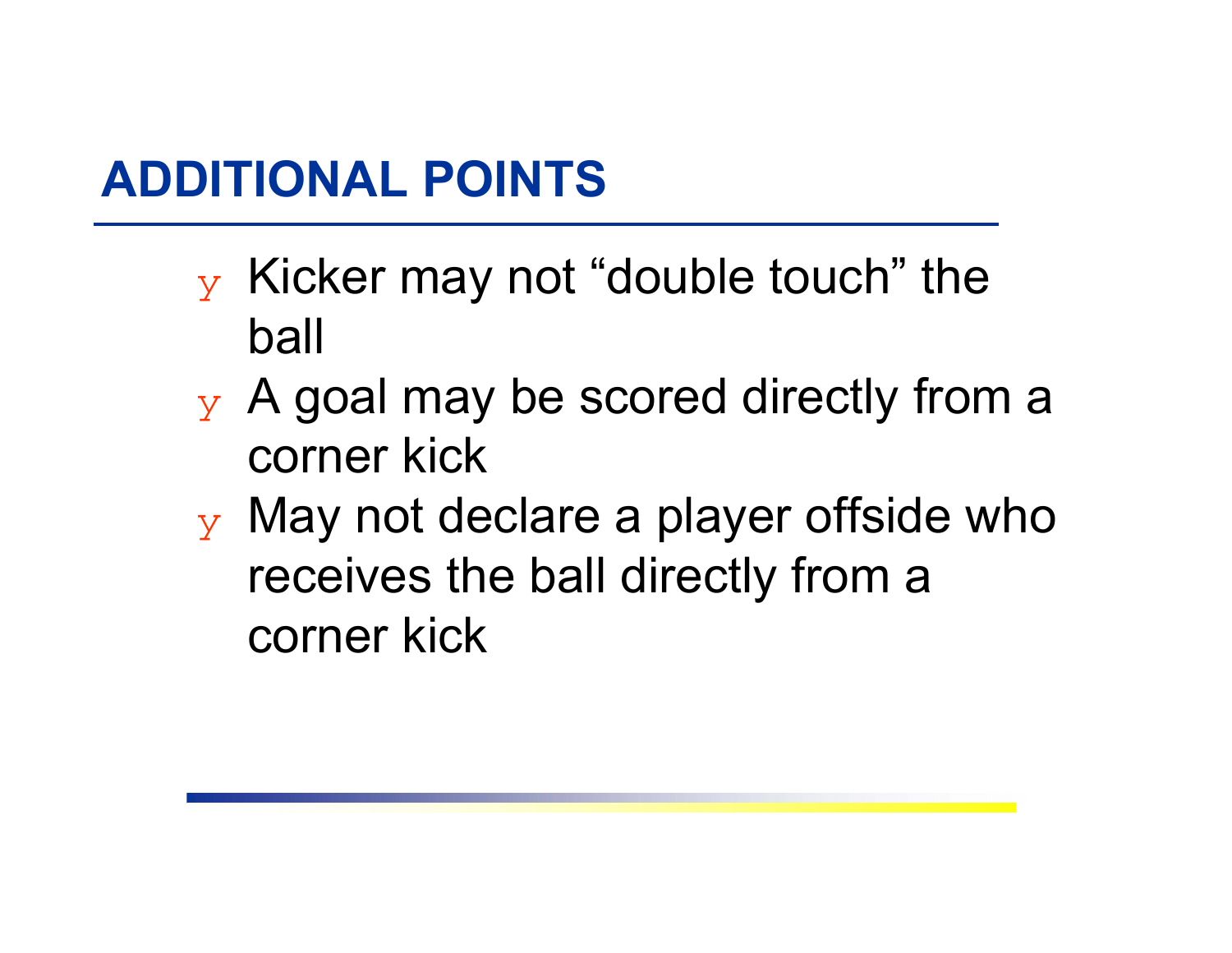## ADDITIONAL POINTS

- Kicker may not “double touch” the ball
- A goal may be scored directly from a corner kick
- May not declare a player offside who receives the ball directly from a corner kick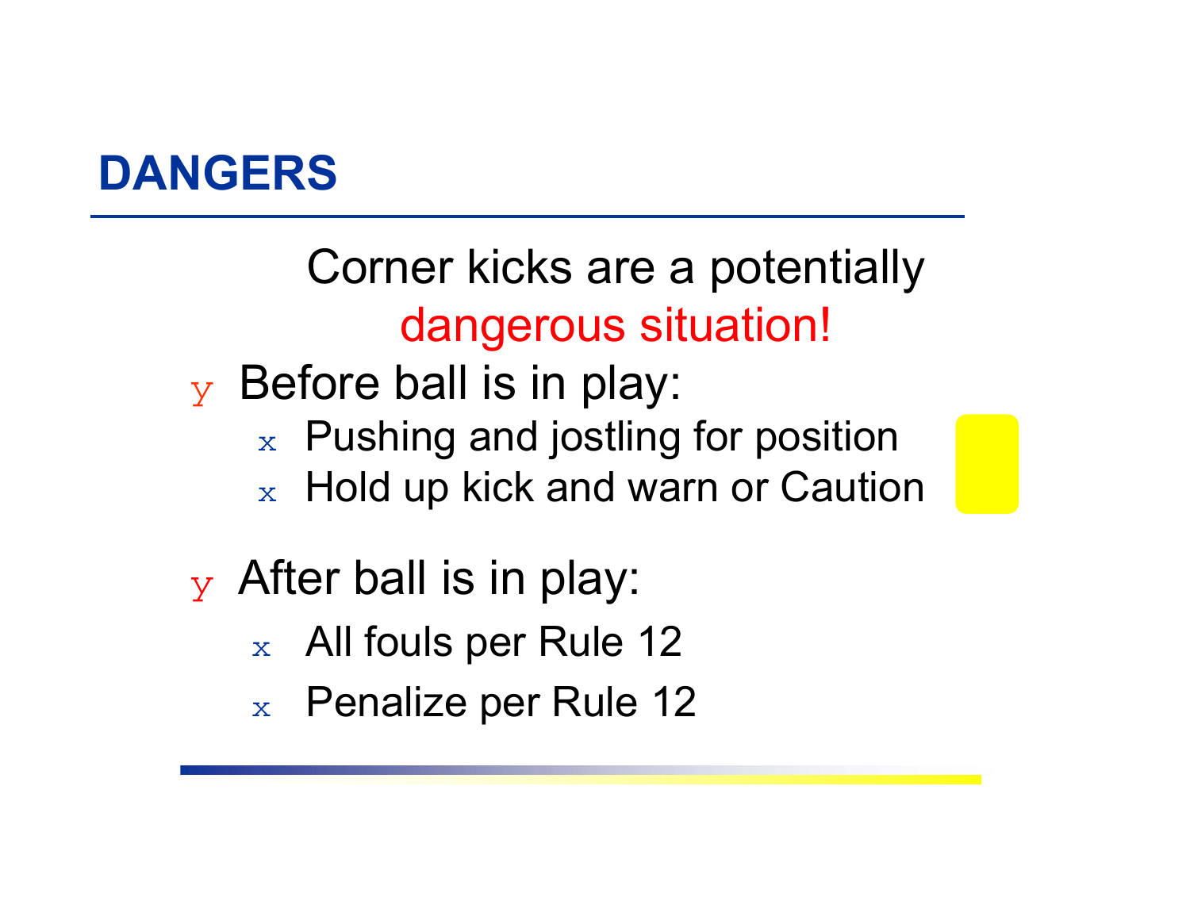## DANGERS

Corner kicks are a potentially dangerous situation!

- Before ball is in play:
  - Pushing and jostling for position
  - Hold up kick and warn or Caution
- After ball is in play:
  - All fouls per Rule 12
  - Penalize per Rule 12